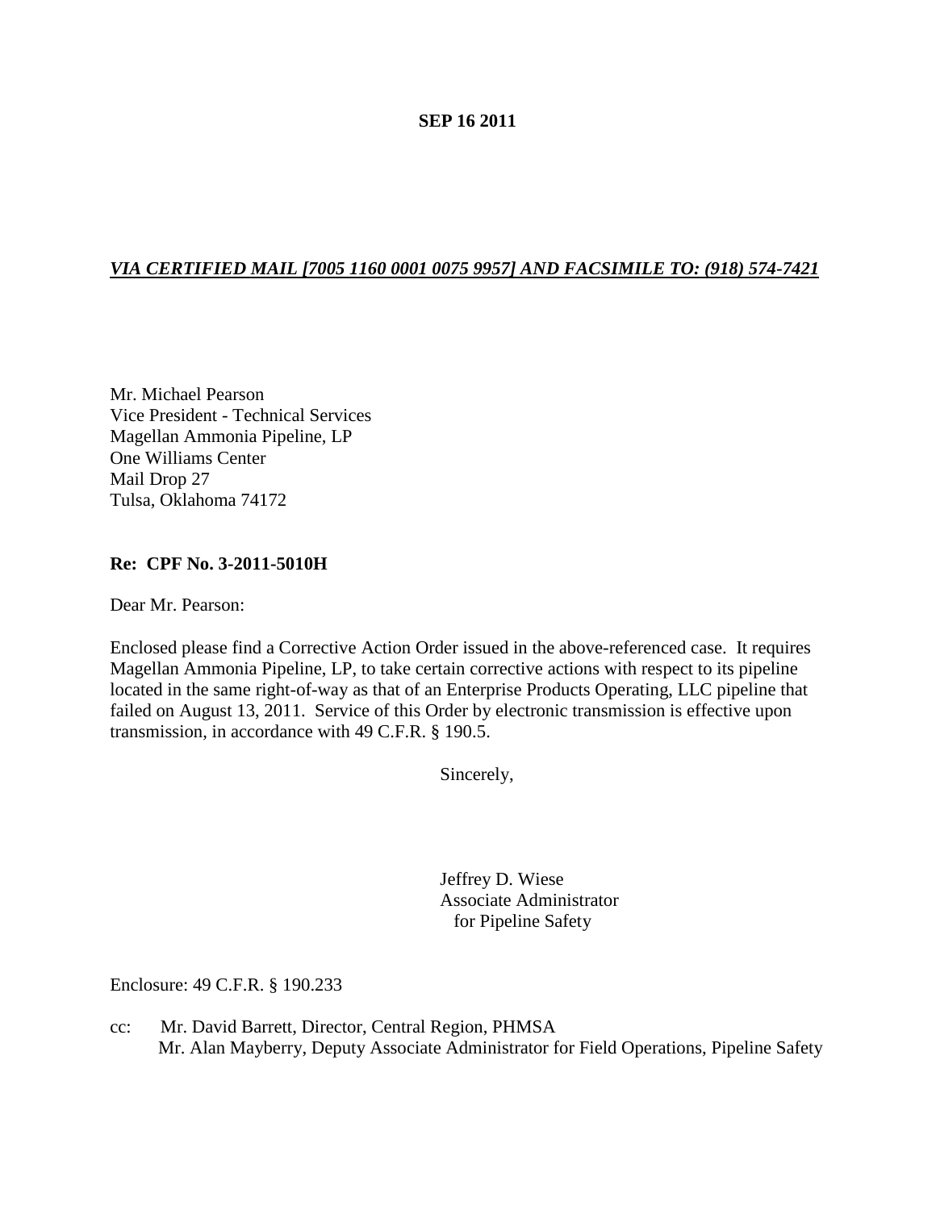**SEP 16 2011**

***VIA CERTIFIED MAIL [7005 1160 0001 0075 9957] AND FACSIMILE TO: (918) 574-7421***

Mr. Michael Pearson
Vice President - Technical Services
Magellan Ammonia Pipeline, LP
One Williams Center
Mail Drop 27
Tulsa, Oklahoma 74172

**Re: CPF No. 3-2011-5010H**

Dear Mr. Pearson:

Enclosed please find a Corrective Action Order issued in the above-referenced case. It requires Magellan Ammonia Pipeline, LP, to take certain corrective actions with respect to its pipeline located in the same right-of-way as that of an Enterprise Products Operating, LLC pipeline that failed on August 13, 2011. Service of this Order by electronic transmission is effective upon transmission, in accordance with 49 C.F.R. § 190.5.

Sincerely,

Jeffrey D. Wiese
Associate Administrator
for Pipeline Safety

Enclosure: 49 C.F.R. § 190.233

cc: Mr. David Barrett, Director, Central Region, PHMSA
Mr. Alan Mayberry, Deputy Associate Administrator for Field Operations, Pipeline Safety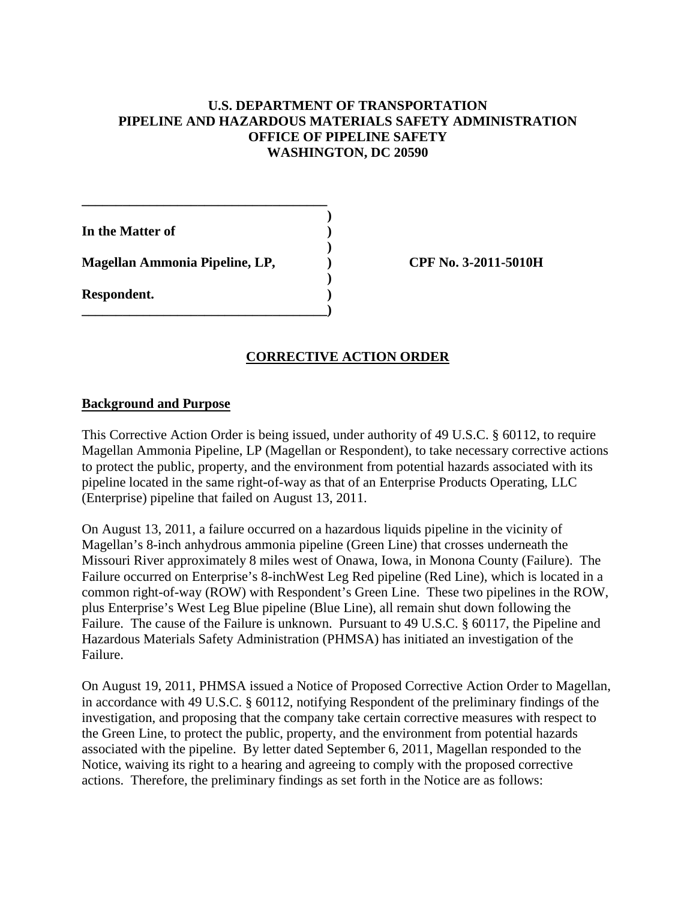**U.S. DEPARTMENT OF TRANSPORTATION**
**PIPELINE AND HAZARDOUS MATERIALS SAFETY ADMINISTRATION**
**OFFICE OF PIPELINE SAFETY**
**WASHINGTON, DC 20590**

**In the Matter of**

**Magellan Ammonia Pipeline, LP,**

**Respondent.**

**CPF No. 3-2011-5010H**

## CORRECTIVE ACTION ORDER

### Background and Purpose

This Corrective Action Order is being issued, under authority of 49 U.S.C. § 60112, to require Magellan Ammonia Pipeline, LP (Magellan or Respondent), to take necessary corrective actions to protect the public, property, and the environment from potential hazards associated with its pipeline located in the same right-of-way as that of an Enterprise Products Operating, LLC (Enterprise) pipeline that failed on August 13, 2011.

On August 13, 2011, a failure occurred on a hazardous liquids pipeline in the vicinity of Magellan's 8-inch anhydrous ammonia pipeline (Green Line) that crosses underneath the Missouri River approximately 8 miles west of Onawa, Iowa, in Monona County (Failure). The Failure occurred on Enterprise's 8-inchWest Leg Red pipeline (Red Line), which is located in a common right-of-way (ROW) with Respondent's Green Line. These two pipelines in the ROW, plus Enterprise's West Leg Blue pipeline (Blue Line), all remain shut down following the Failure. The cause of the Failure is unknown. Pursuant to 49 U.S.C. § 60117, the Pipeline and Hazardous Materials Safety Administration (PHMSA) has initiated an investigation of the Failure.

On August 19, 2011, PHMSA issued a Notice of Proposed Corrective Action Order to Magellan, in accordance with 49 U.S.C. § 60112, notifying Respondent of the preliminary findings of the investigation, and proposing that the company take certain corrective measures with respect to the Green Line, to protect the public, property, and the environment from potential hazards associated with the pipeline. By letter dated September 6, 2011, Magellan responded to the Notice, waiving its right to a hearing and agreeing to comply with the proposed corrective actions. Therefore, the preliminary findings as set forth in the Notice are as follows: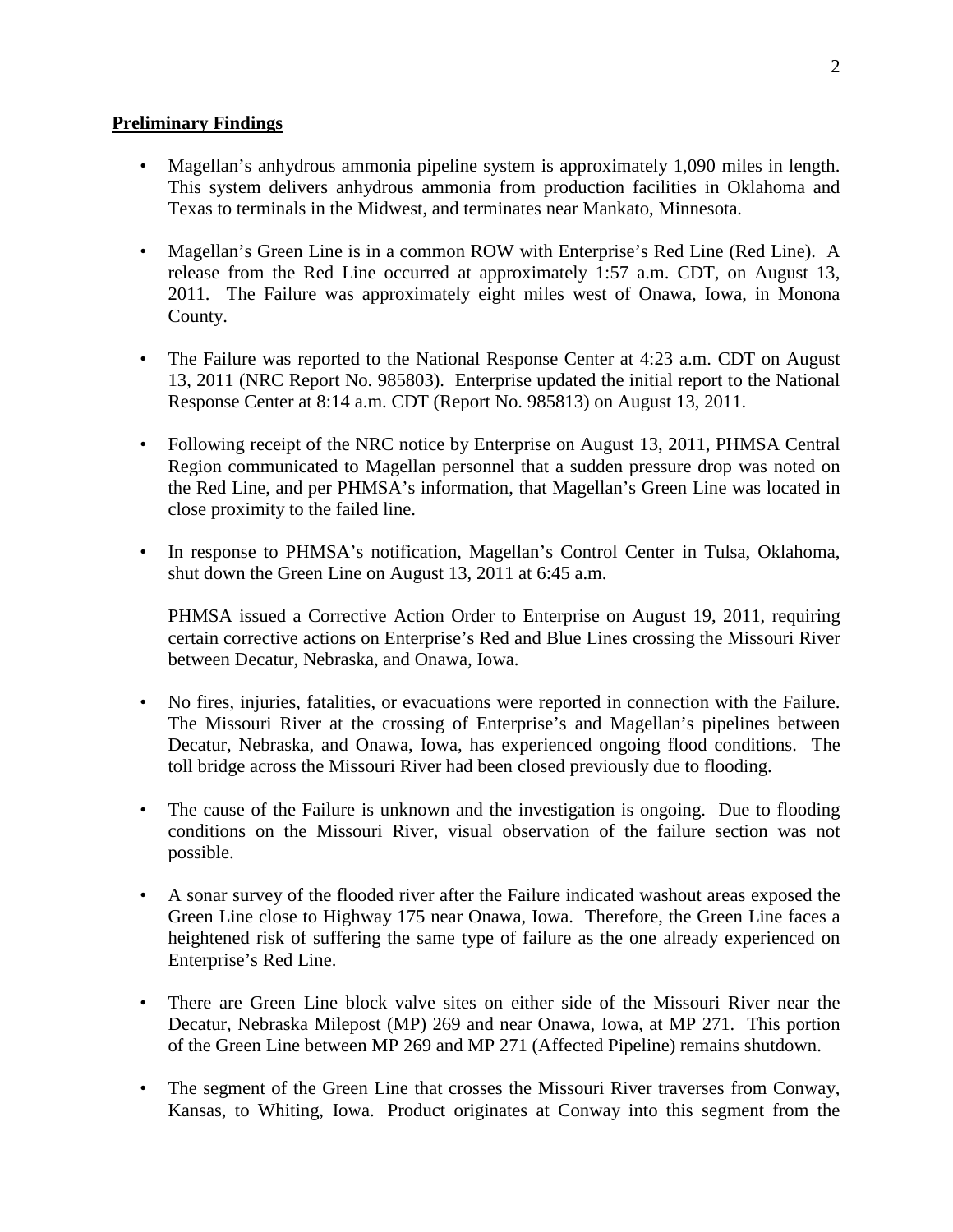**Preliminary Findings**

- Magellan's anhydrous ammonia pipeline system is approximately 1,090 miles in length. This system delivers anhydrous ammonia from production facilities in Oklahoma and Texas to terminals in the Midwest, and terminates near Mankato, Minnesota.

- Magellan's Green Line is in a common ROW with Enterprise's Red Line (Red Line). A release from the Red Line occurred at approximately 1:57 a.m. CDT, on August 13, 2011. The Failure was approximately eight miles west of Onawa, Iowa, in Monona County.

- The Failure was reported to the National Response Center at 4:23 a.m. CDT on August 13, 2011 (NRC Report No. 985803). Enterprise updated the initial report to the National Response Center at 8:14 a.m. CDT (Report No. 985813) on August 13, 2011.

- Following receipt of the NRC notice by Enterprise on August 13, 2011, PHMSA Central Region communicated to Magellan personnel that a sudden pressure drop was noted on the Red Line, and per PHMSA's information, that Magellan's Green Line was located in close proximity to the failed line.

- In response to PHMSA's notification, Magellan's Control Center in Tulsa, Oklahoma, shut down the Green Line on August 13, 2011 at 6:45 a.m.

  PHMSA issued a Corrective Action Order to Enterprise on August 19, 2011, requiring certain corrective actions on Enterprise's Red and Blue Lines crossing the Missouri River between Decatur, Nebraska, and Onawa, Iowa.

- No fires, injuries, fatalities, or evacuations were reported in connection with the Failure. The Missouri River at the crossing of Enterprise's and Magellan's pipelines between Decatur, Nebraska, and Onawa, Iowa, has experienced ongoing flood conditions. The toll bridge across the Missouri River had been closed previously due to flooding.

- The cause of the Failure is unknown and the investigation is ongoing. Due to flooding conditions on the Missouri River, visual observation of the failure section was not possible.

- A sonar survey of the flooded river after the Failure indicated washout areas exposed the Green Line close to Highway 175 near Onawa, Iowa. Therefore, the Green Line faces a heightened risk of suffering the same type of failure as the one already experienced on Enterprise's Red Line.

- There are Green Line block valve sites on either side of the Missouri River near the Decatur, Nebraska Milepost (MP) 269 and near Onawa, Iowa, at MP 271. This portion of the Green Line between MP 269 and MP 271 (Affected Pipeline) remains shutdown.

- The segment of the Green Line that crosses the Missouri River traverses from Conway, Kansas, to Whiting, Iowa. Product originates at Conway into this segment from the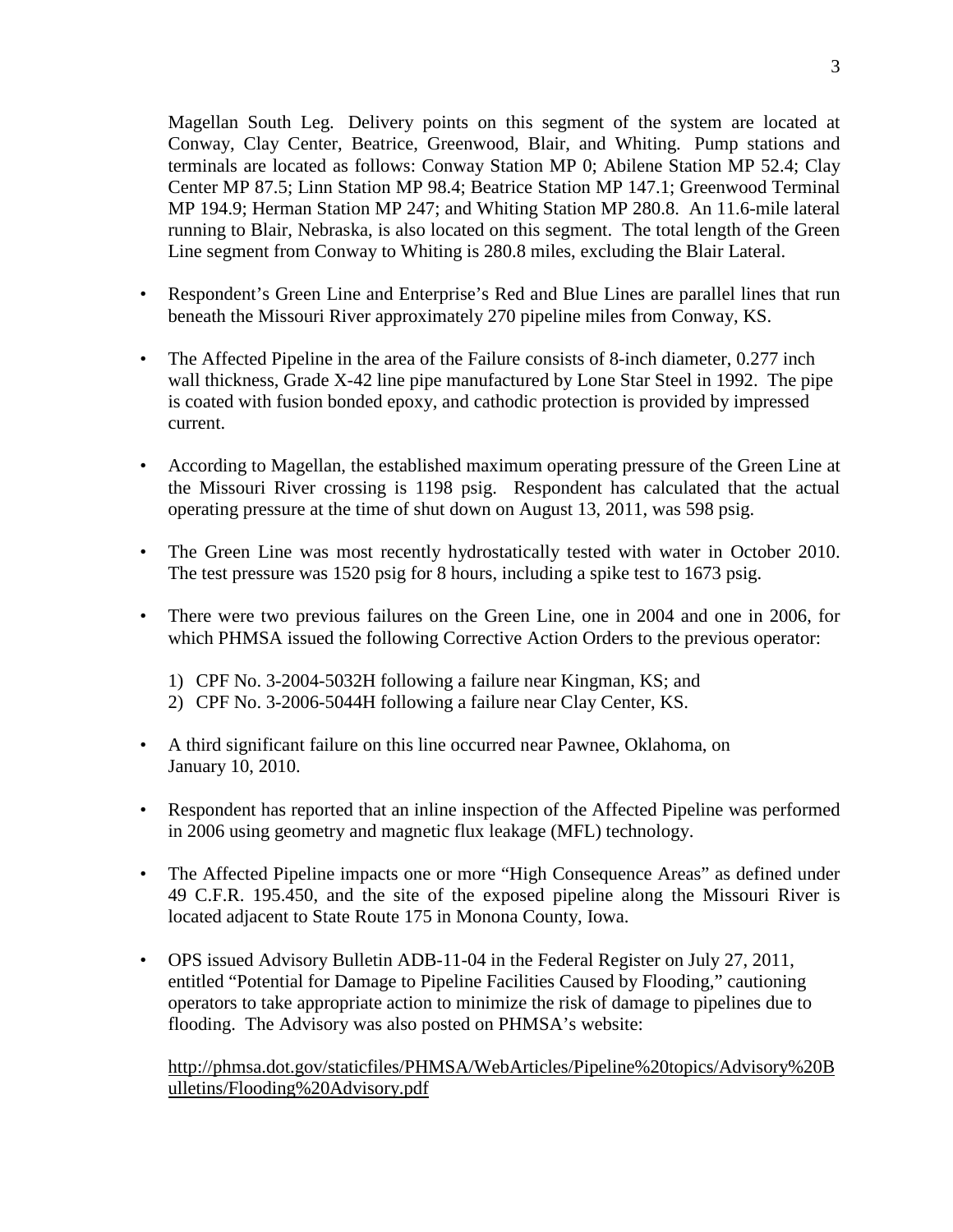Magellan South Leg. Delivery points on this segment of the system are located at Conway, Clay Center, Beatrice, Greenwood, Blair, and Whiting. Pump stations and terminals are located as follows: Conway Station MP 0; Abilene Station MP 52.4; Clay Center MP 87.5; Linn Station MP 98.4; Beatrice Station MP 147.1; Greenwood Terminal MP 194.9; Herman Station MP 247; and Whiting Station MP 280.8. An 11.6-mile lateral running to Blair, Nebraska, is also located on this segment. The total length of the Green Line segment from Conway to Whiting is 280.8 miles, excluding the Blair Lateral.

- Respondent's Green Line and Enterprise's Red and Blue Lines are parallel lines that run beneath the Missouri River approximately 270 pipeline miles from Conway, KS.

- The Affected Pipeline in the area of the Failure consists of 8-inch diameter, 0.277 inch wall thickness, Grade X-42 line pipe manufactured by Lone Star Steel in 1992. The pipe is coated with fusion bonded epoxy, and cathodic protection is provided by impressed current.

- According to Magellan, the established maximum operating pressure of the Green Line at the Missouri River crossing is 1198 psig. Respondent has calculated that the actual operating pressure at the time of shut down on August 13, 2011, was 598 psig.

- The Green Line was most recently hydrostatically tested with water in October 2010. The test pressure was 1520 psig for 8 hours, including a spike test to 1673 psig.

- There were two previous failures on the Green Line, one in 2004 and one in 2006, for which PHMSA issued the following Corrective Action Orders to the previous operator:

  1) CPF No. 3-2004-5032H following a failure near Kingman, KS; and
  2) CPF No. 3-2006-5044H following a failure near Clay Center, KS.

- A third significant failure on this line occurred near Pawnee, Oklahoma, on January 10, 2010.

- Respondent has reported that an inline inspection of the Affected Pipeline was performed in 2006 using geometry and magnetic flux leakage (MFL) technology.

- The Affected Pipeline impacts one or more "High Consequence Areas" as defined under 49 C.F.R. 195.450, and the site of the exposed pipeline along the Missouri River is located adjacent to State Route 175 in Monona County, Iowa.

- OPS issued Advisory Bulletin ADB-11-04 in the Federal Register on July 27, 2011, entitled "Potential for Damage to Pipeline Facilities Caused by Flooding," cautioning operators to take appropriate action to minimize the risk of damage to pipelines due to flooding. The Advisory was also posted on PHMSA's website:

  http://phmsa.dot.gov/staticfiles/PHMSA/WebArticles/Pipeline%20topics/Advisory%20Bulletins/Flooding%20Advisory.pdf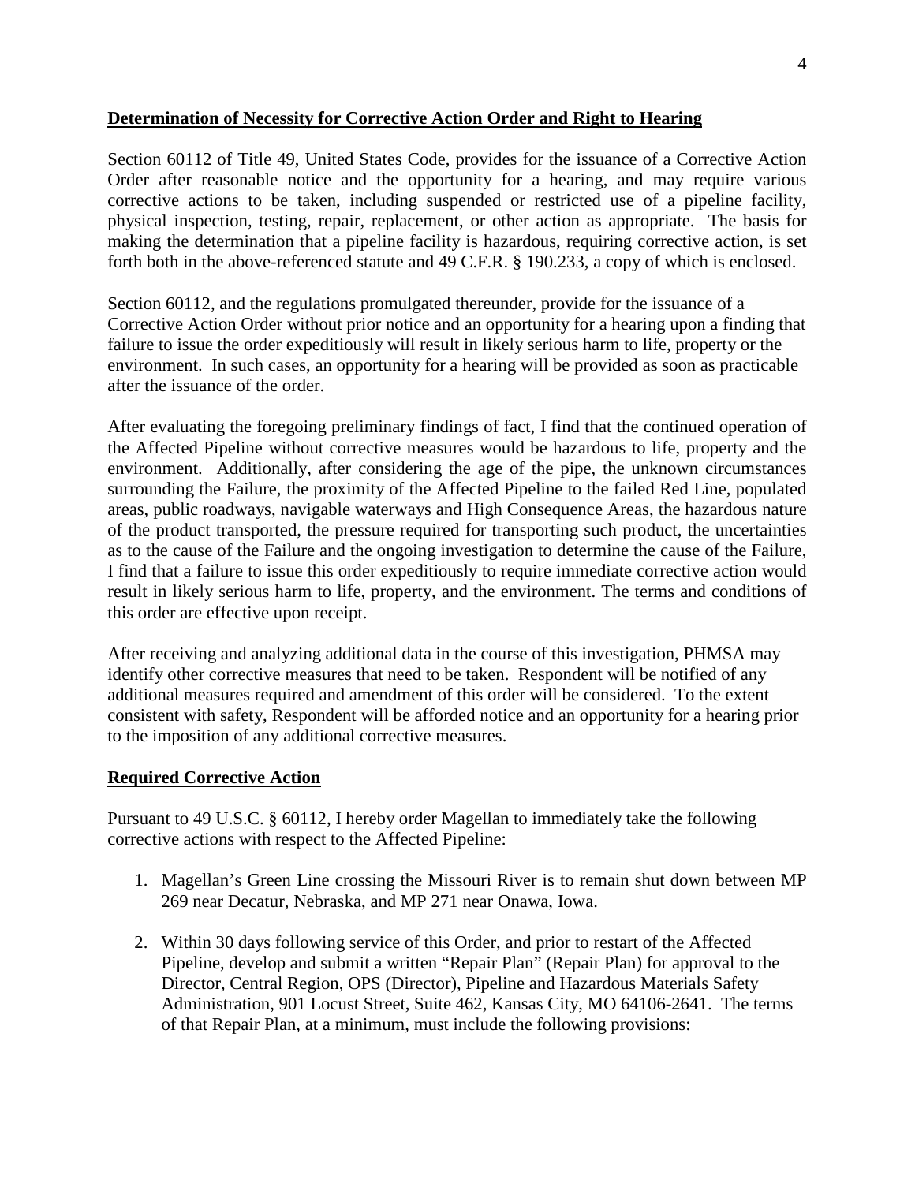**Determination of Necessity for Corrective Action Order and Right to Hearing**

Section 60112 of Title 49, United States Code, provides for the issuance of a Corrective Action Order after reasonable notice and the opportunity for a hearing, and may require various corrective actions to be taken, including suspended or restricted use of a pipeline facility, physical inspection, testing, repair, replacement, or other action as appropriate. The basis for making the determination that a pipeline facility is hazardous, requiring corrective action, is set forth both in the above-referenced statute and 49 C.F.R. § 190.233, a copy of which is enclosed.

Section 60112, and the regulations promulgated thereunder, provide for the issuance of a Corrective Action Order without prior notice and an opportunity for a hearing upon a finding that failure to issue the order expeditiously will result in likely serious harm to life, property or the environment. In such cases, an opportunity for a hearing will be provided as soon as practicable after the issuance of the order.

After evaluating the foregoing preliminary findings of fact, I find that the continued operation of the Affected Pipeline without corrective measures would be hazardous to life, property and the environment. Additionally, after considering the age of the pipe, the unknown circumstances surrounding the Failure, the proximity of the Affected Pipeline to the failed Red Line, populated areas, public roadways, navigable waterways and High Consequence Areas, the hazardous nature of the product transported, the pressure required for transporting such product, the uncertainties as to the cause of the Failure and the ongoing investigation to determine the cause of the Failure, I find that a failure to issue this order expeditiously to require immediate corrective action would result in likely serious harm to life, property, and the environment. The terms and conditions of this order are effective upon receipt.

After receiving and analyzing additional data in the course of this investigation, PHMSA may identify other corrective measures that need to be taken. Respondent will be notified of any additional measures required and amendment of this order will be considered. To the extent consistent with safety, Respondent will be afforded notice and an opportunity for a hearing prior to the imposition of any additional corrective measures.

**Required Corrective Action**

Pursuant to 49 U.S.C. § 60112, I hereby order Magellan to immediately take the following corrective actions with respect to the Affected Pipeline:

1. Magellan's Green Line crossing the Missouri River is to remain shut down between MP 269 near Decatur, Nebraska, and MP 271 near Onawa, Iowa.

2. Within 30 days following service of this Order, and prior to restart of the Affected Pipeline, develop and submit a written "Repair Plan" (Repair Plan) for approval to the Director, Central Region, OPS (Director), Pipeline and Hazardous Materials Safety Administration, 901 Locust Street, Suite 462, Kansas City, MO 64106-2641. The terms of that Repair Plan, at a minimum, must include the following provisions: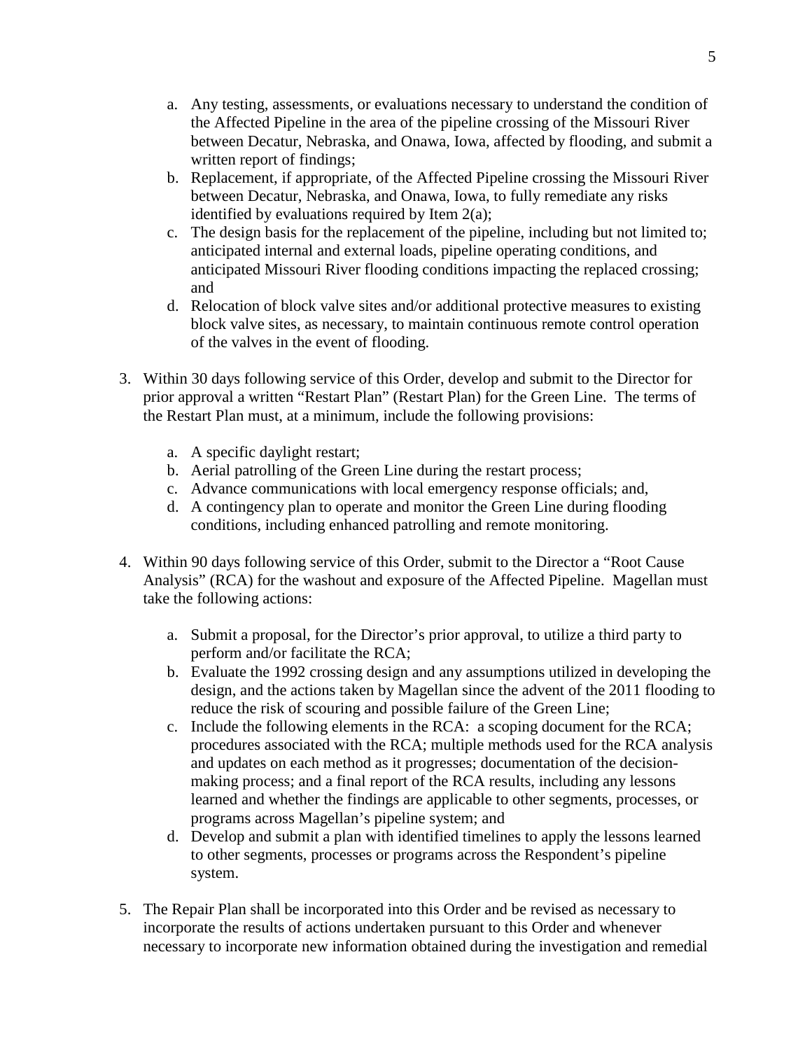a. Any testing, assessments, or evaluations necessary to understand the condition of the Affected Pipeline in the area of the pipeline crossing of the Missouri River between Decatur, Nebraska, and Onawa, Iowa, affected by flooding, and submit a written report of findings;
b. Replacement, if appropriate, of the Affected Pipeline crossing the Missouri River between Decatur, Nebraska, and Onawa, Iowa, to fully remediate any risks identified by evaluations required by Item 2(a);
c. The design basis for the replacement of the pipeline, including but not limited to; anticipated internal and external loads, pipeline operating conditions, and anticipated Missouri River flooding conditions impacting the replaced crossing; and
d. Relocation of block valve sites and/or additional protective measures to existing block valve sites, as necessary, to maintain continuous remote control operation of the valves in the event of flooding.

3. Within 30 days following service of this Order, develop and submit to the Director for prior approval a written "Restart Plan" (Restart Plan) for the Green Line. The terms of the Restart Plan must, at a minimum, include the following provisions:

   a. A specific daylight restart;
   b. Aerial patrolling of the Green Line during the restart process;
   c. Advance communications with local emergency response officials; and,
   d. A contingency plan to operate and monitor the Green Line during flooding conditions, including enhanced patrolling and remote monitoring.

4. Within 90 days following service of this Order, submit to the Director a "Root Cause Analysis" (RCA) for the washout and exposure of the Affected Pipeline. Magellan must take the following actions:

   a. Submit a proposal, for the Director's prior approval, to utilize a third party to perform and/or facilitate the RCA;
   b. Evaluate the 1992 crossing design and any assumptions utilized in developing the design, and the actions taken by Magellan since the advent of the 2011 flooding to reduce the risk of scouring and possible failure of the Green Line;
   c. Include the following elements in the RCA: a scoping document for the RCA; procedures associated with the RCA; multiple methods used for the RCA analysis and updates on each method as it progresses; documentation of the decision-making process; and a final report of the RCA results, including any lessons learned and whether the findings are applicable to other segments, processes, or programs across Magellan's pipeline system; and
   d. Develop and submit a plan with identified timelines to apply the lessons learned to other segments, processes or programs across the Respondent's pipeline system.

5. The Repair Plan shall be incorporated into this Order and be revised as necessary to incorporate the results of actions undertaken pursuant to this Order and whenever necessary to incorporate new information obtained during the investigation and remedial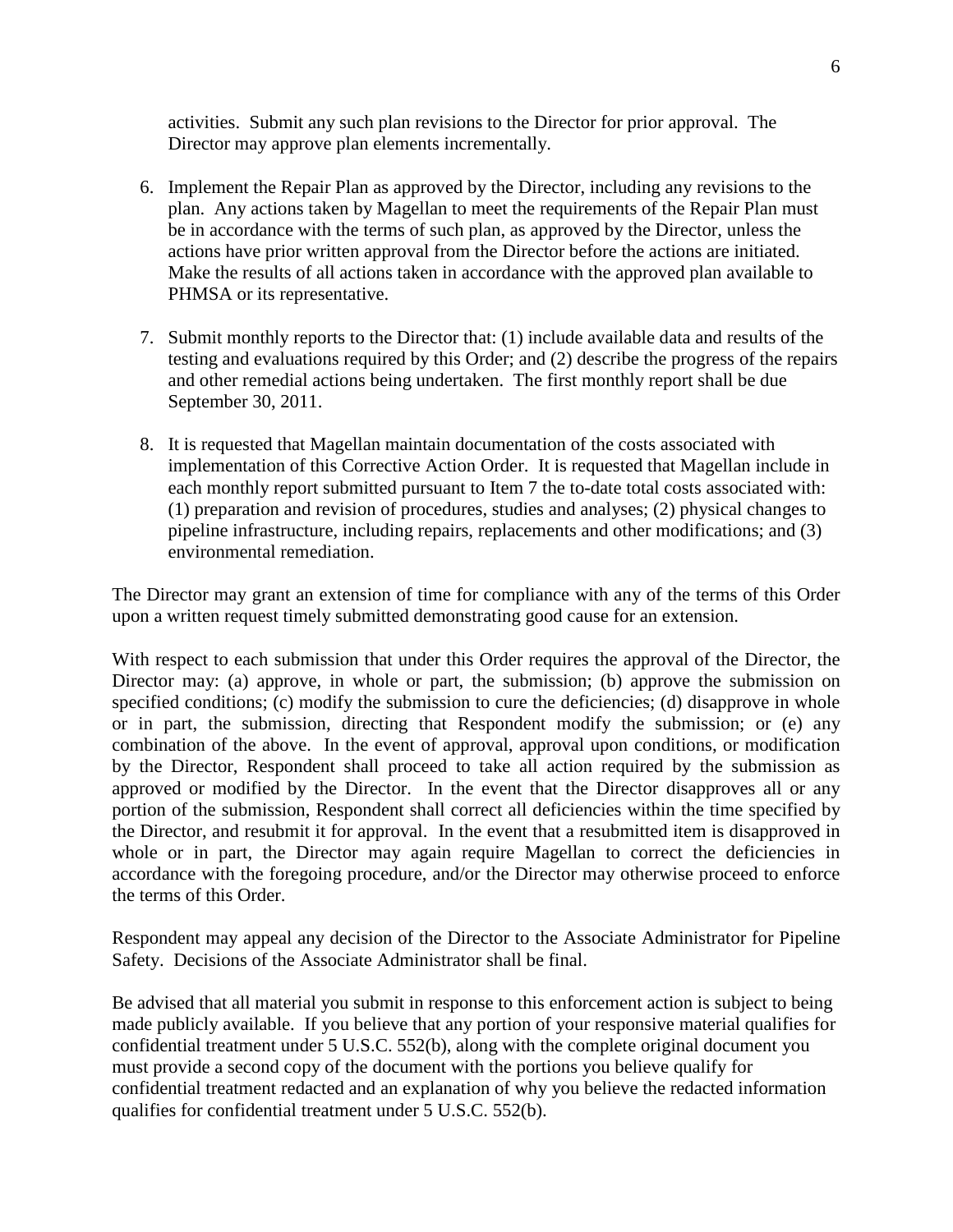activities. Submit any such plan revisions to the Director for prior approval. The Director may approve plan elements incrementally.

6. Implement the Repair Plan as approved by the Director, including any revisions to the plan. Any actions taken by Magellan to meet the requirements of the Repair Plan must be in accordance with the terms of such plan, as approved by the Director, unless the actions have prior written approval from the Director before the actions are initiated. Make the results of all actions taken in accordance with the approved plan available to PHMSA or its representative.

7. Submit monthly reports to the Director that: (1) include available data and results of the testing and evaluations required by this Order; and (2) describe the progress of the repairs and other remedial actions being undertaken. The first monthly report shall be due September 30, 2011.

8. It is requested that Magellan maintain documentation of the costs associated with implementation of this Corrective Action Order. It is requested that Magellan include in each monthly report submitted pursuant to Item 7 the to-date total costs associated with: (1) preparation and revision of procedures, studies and analyses; (2) physical changes to pipeline infrastructure, including repairs, replacements and other modifications; and (3) environmental remediation.

The Director may grant an extension of time for compliance with any of the terms of this Order upon a written request timely submitted demonstrating good cause for an extension.

With respect to each submission that under this Order requires the approval of the Director, the Director may: (a) approve, in whole or part, the submission; (b) approve the submission on specified conditions; (c) modify the submission to cure the deficiencies; (d) disapprove in whole or in part, the submission, directing that Respondent modify the submission; or (e) any combination of the above. In the event of approval, approval upon conditions, or modification by the Director, Respondent shall proceed to take all action required by the submission as approved or modified by the Director. In the event that the Director disapproves all or any portion of the submission, Respondent shall correct all deficiencies within the time specified by the Director, and resubmit it for approval. In the event that a resubmitted item is disapproved in whole or in part, the Director may again require Magellan to correct the deficiencies in accordance with the foregoing procedure, and/or the Director may otherwise proceed to enforce the terms of this Order.

Respondent may appeal any decision of the Director to the Associate Administrator for Pipeline Safety. Decisions of the Associate Administrator shall be final.

Be advised that all material you submit in response to this enforcement action is subject to being made publicly available. If you believe that any portion of your responsive material qualifies for confidential treatment under 5 U.S.C. 552(b), along with the complete original document you must provide a second copy of the document with the portions you believe qualify for confidential treatment redacted and an explanation of why you believe the redacted information qualifies for confidential treatment under 5 U.S.C. 552(b).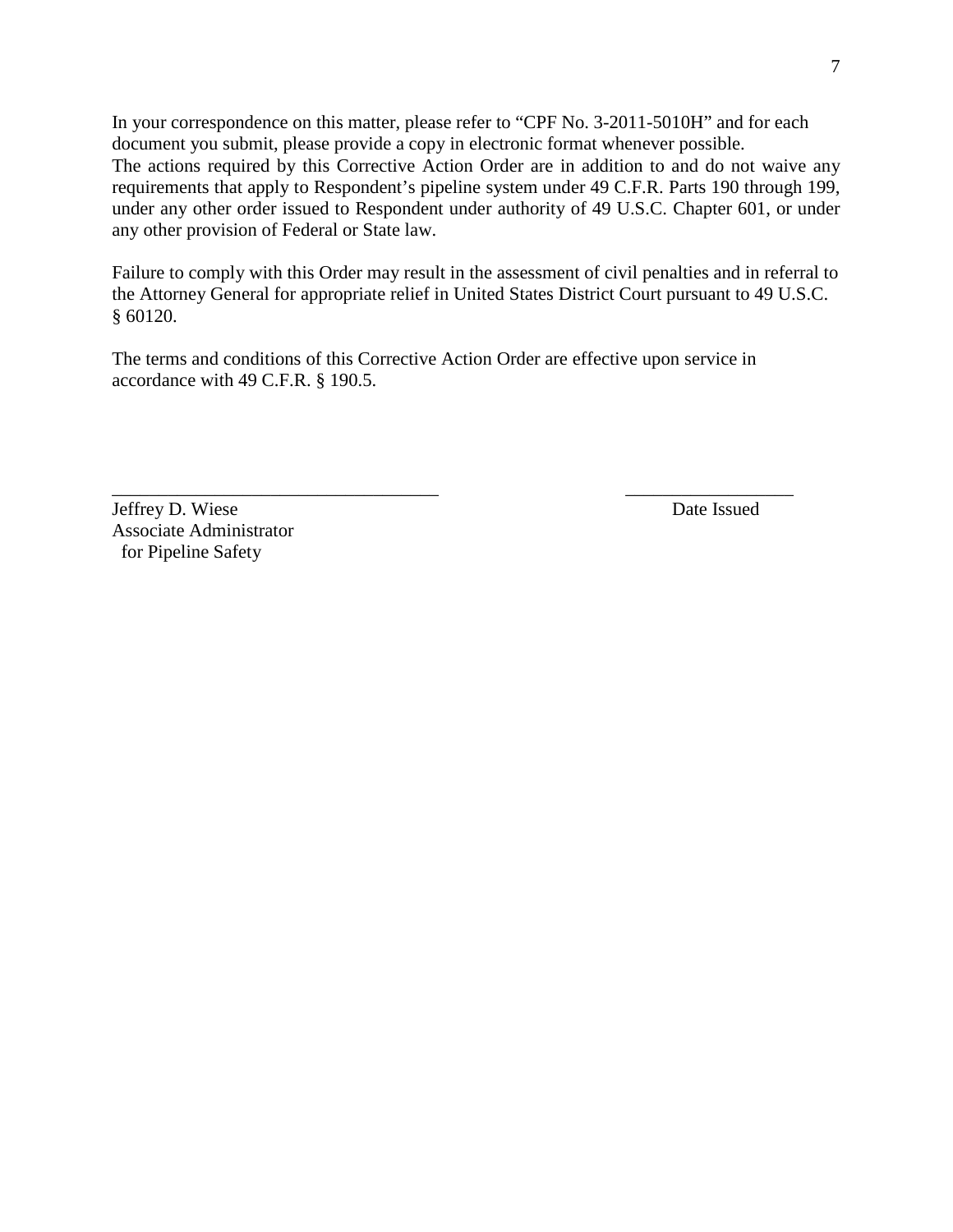In your correspondence on this matter, please refer to "CPF No. 3-2011-5010H" and for each document you submit, please provide a copy in electronic format whenever possible.
The actions required by this Corrective Action Order are in addition to and do not waive any requirements that apply to Respondent's pipeline system under 49 C.F.R. Parts 190 through 199, under any other order issued to Respondent under authority of 49 U.S.C. Chapter 601, or under any other provision of Federal or State law.

Failure to comply with this Order may result in the assessment of civil penalties and in referral to the Attorney General for appropriate relief in United States District Court pursuant to 49 U.S.C. § 60120.

The terms and conditions of this Corrective Action Order are effective upon service in accordance with 49 C.F.R. § 190.5.

___________________________________ ________________

Jeffrey D. Wiese Date Issued
Associate Administrator
for Pipeline Safety